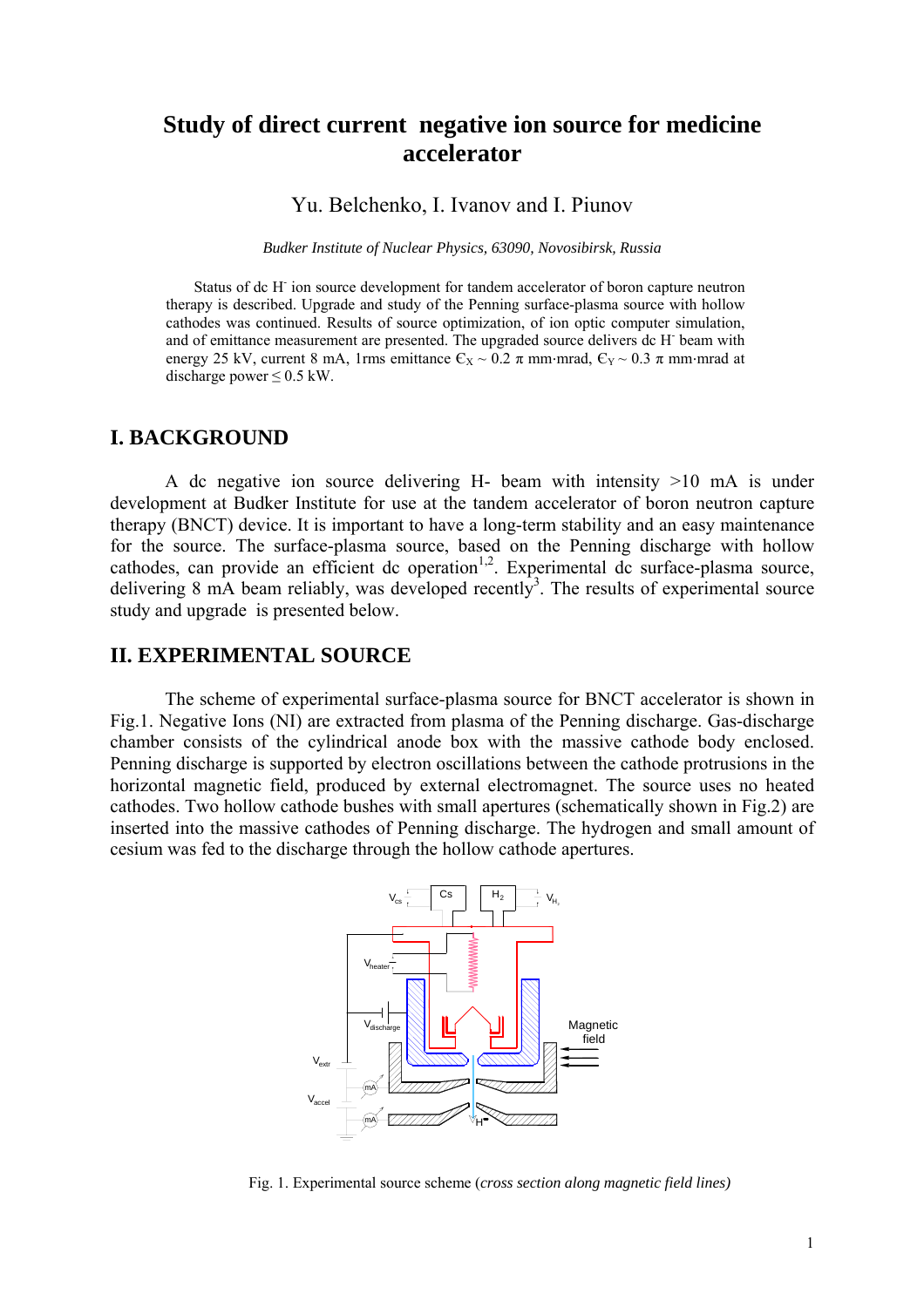# Study of direct current negative ion source for medicine accelerator

Yu. Belchenko, I. Ivanov and I. Piunov

*Budker Institute of Nuclear Physics, 63090, Novosibirsk, Russia*

Status of dc $H^-$ ion source development for tandem accelerator of boron capture neutron therapy is described. Upgrade and study of the Penning surface-plasma source with hollow cathodes was continued. Results of source optimization, of ion optic computer simulation, and of emittance measurement are presented. The upgraded source delivers dc $H^-$ beam with energy 25 kV, current 8 mA, 1rms emittance $Є_X \sim 0.2\ \pi$ mm·mrad, $Є_Y \sim 0.3\ \pi$ mm·mrad at discharge power $\leq 0.5$ kW.

## I. BACKGROUND

A dc negative ion source delivering H- beam with intensity >10 mA is under development at Budker Institute for use at the tandem accelerator of boron neutron capture therapy (BNCT) device. It is important to have a long-term stability and an easy maintenance for the source. The surface-plasma source, based on the Penning discharge with hollow cathodes, can provide an efficient dc operation[1,2]. Experimental dc surface-plasma source, delivering 8 mA beam reliably, was developed recently[3]. The results of experimental source study and upgrade is presented below.

## II. EXPERIMENTAL SOURCE

The scheme of experimental surface-plasma source for BNCT accelerator is shown in Fig.1. Negative Ions (NI) are extracted from plasma of the Penning discharge. Gas-discharge chamber consists of the cylindrical anode box with the massive cathode body enclosed. Penning discharge is supported by electron oscillations between the cathode protrusions in the horizontal magnetic field, produced by external electromagnet. The source uses no heated cathodes. Two hollow cathode bushes with small apertures (schematically shown in Fig.2) are inserted into the massive cathodes of Penning discharge. The hydrogen and small amount of cesium was fed to the discharge through the hollow cathode apertures.

Fig. 1. Experimental source scheme (*cross section along magnetic field lines)*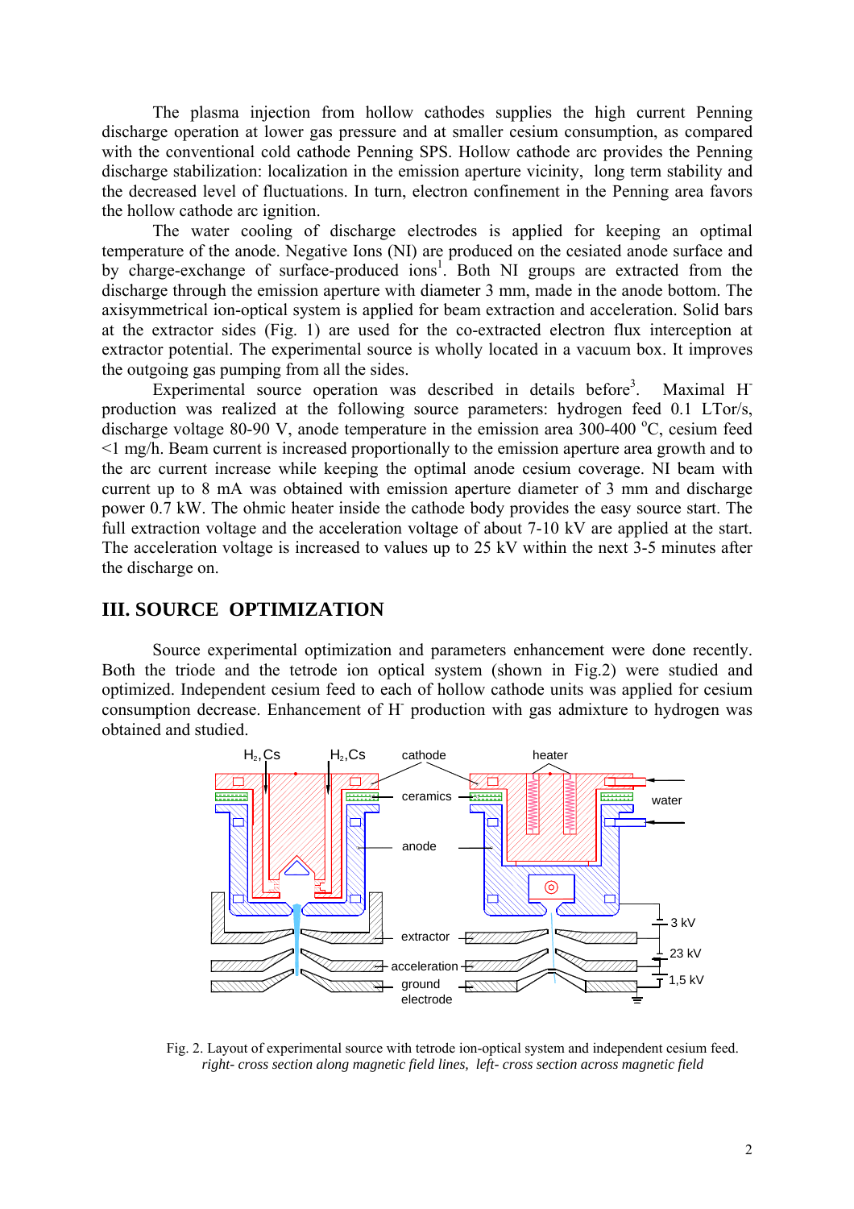The plasma injection from hollow cathodes supplies the high current Penning discharge operation at lower gas pressure and at smaller cesium consumption, as compared with the conventional cold cathode Penning SPS. Hollow cathode arc provides the Penning discharge stabilization: localization in the emission aperture vicinity, long term stability and the decreased level of fluctuations. In turn, electron confinement in the Penning area favors the hollow cathode arc ignition.

The water cooling of discharge electrodes is applied for keeping an optimal temperature of the anode. Negative Ions (NI) are produced on the cesiated anode surface and by charge-exchange of surface-produced ions[1]. Both NI groups are extracted from the discharge through the emission aperture with diameter 3 mm, made in the anode bottom. The axisymmetrical ion-optical system is applied for beam extraction and acceleration. Solid bars at the extractor sides (Fig. 1) are used for the co-extracted electron flux interception at extractor potential. The experimental source is wholly located in a vacuum box. It improves the outgoing gas pumping from all the sides.

Experimental source operation was described in details before[3]. Maximal $H^-$ production was realized at the following source parameters: hydrogen feed 0.1 LTor/s, discharge voltage 80-90 V, anode temperature in the emission area 300-400 $^{o}$C, cesium feed <1 mg/h. Beam current is increased proportionally to the emission aperture area growth and to the arc current increase while keeping the optimal anode cesium coverage. NI beam with current up to 8 mA was obtained with emission aperture diameter of 3 mm and discharge power 0.7 kW. The ohmic heater inside the cathode body provides the easy source start. The full extraction voltage and the acceleration voltage of about 7-10 kV are applied at the start. The acceleration voltage is increased to values up to 25 kV within the next 3-5 minutes after the discharge on.

## III. SOURCE OPTIMIZATION

Source experimental optimization and parameters enhancement were done recently. Both the triode and the tetrode ion optical system (shown in Fig.2) were studied and optimized. Independent cesium feed to each of hollow cathode units was applied for cesium consumption decrease. Enhancement of $H^-$ production with gas admixture to hydrogen was obtained and studied.

Fig. 2. Layout of experimental source with tetrode ion-optical system and independent cesium feed.
*right- cross section along magnetic field lines, left- cross section across magnetic field*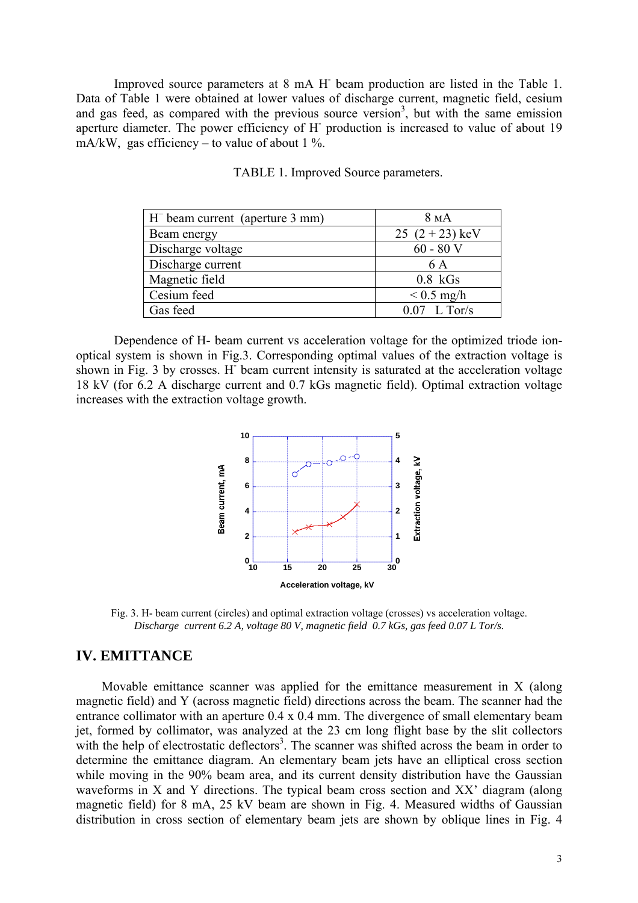Improved source parameters at 8 mA $H^-$ beam production are listed in the Table 1. Data of Table 1 were obtained at lower values of discharge current, magnetic field, cesium and gas feed, as compared with the previous source version[3], but with the same emission aperture diameter. The power efficiency of $H^-$ production is increased to value of about 19 mA/kW, gas efficiency – to value of about 1 %.

TABLE 1. Improved Source parameters.

| | |
|---|---|
| $H^-$ beam current (aperture 3 mm) | 8 мA |
| Beam energy | 25 (2 + 23) keV |
| Discharge voltage | 60 - 80 V |
| Discharge current | 6 A |
| Magnetic field | 0.8 kGs |
| Cesium feed | < 0.5 mg/h |
| Gas feed | 0.07 L Tor/s |

Dependence of H- beam current vs acceleration voltage for the optimized triode ion-optical system is shown in Fig.3. Corresponding optimal values of the extraction voltage is shown in Fig. 3 by crosses. $H^-$ beam current intensity is saturated at the acceleration voltage 18 kV (for 6.2 A discharge current and 0.7 kGs magnetic field). Optimal extraction voltage increases with the extraction voltage growth.

Fig. 3. H- beam current (circles) and optimal extraction voltage (crosses) vs acceleration voltage. *Discharge current 6.2 A, voltage 80 V, magnetic field 0.7 kGs, gas feed 0.07 L Tor/s.*

## IV. EMITTANCE

Movable emittance scanner was applied for the emittance measurement in X (along magnetic field) and Y (across magnetic field) directions across the beam. The scanner had the entrance collimator with an aperture 0.4 x 0.4 mm. The divergence of small elementary beam jet, formed by collimator, was analyzed at the 23 cm long flight base by the slit collectors with the help of electrostatic deflectors[3]. The scanner was shifted across the beam in order to determine the emittance diagram. An elementary beam jets have an elliptical cross section while moving in the 90% beam area, and its current density distribution have the Gaussian waveforms in X and Y directions. The typical beam cross section and XX' diagram (along magnetic field) for 8 mA, 25 kV beam are shown in Fig. 4. Measured widths of Gaussian distribution in cross section of elementary beam jets are shown by oblique lines in Fig. 4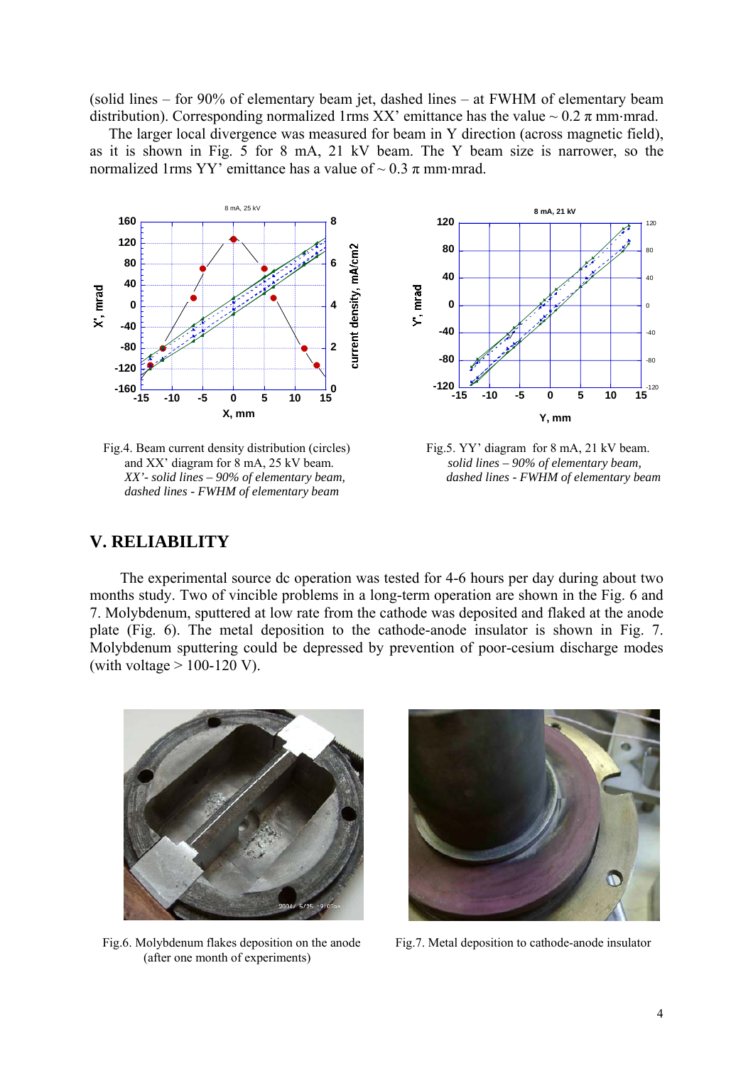(solid lines – for 90% of elementary beam jet, dashed lines – at FWHM of elementary beam distribution). Corresponding normalized 1rms XX' emittance has the value ~ 0.2 π mm·mrad.

The larger local divergence was measured for beam in Y direction (across magnetic field), as it is shown in Fig. 5 for 8 mA, 21 kV beam. The Y beam size is narrower, so the normalized 1rms YY' emittance has a value of ~ 0.3 π mm·mrad.

Fig.4. Beam current density distribution (circles) and XX' diagram for 8 mA, 25 kV beam. *XX'- solid lines – 90% of elementary beam, dashed lines - FWHM of elementary beam*

Fig.5. YY' diagram for 8 mA, 21 kV beam. *solid lines – 90% of elementary beam, dashed lines - FWHM of elementary beam*

## V. RELIABILITY

The experimental source dc operation was tested for 4-6 hours per day during about two months study. Two of vincible problems in a long-term operation are shown in the Fig. 6 and 7. Molybdenum, sputtered at low rate from the cathode was deposited and flaked at the anode plate (Fig. 6). The metal deposition to the cathode-anode insulator is shown in Fig. 7. Molybdenum sputtering could be depressed by prevention of poor-cesium discharge modes (with voltage > 100-120 V).

Fig.6. Molybdenum flakes deposition on the anode (after one month of experiments)

Fig.7. Metal deposition to cathode-anode insulator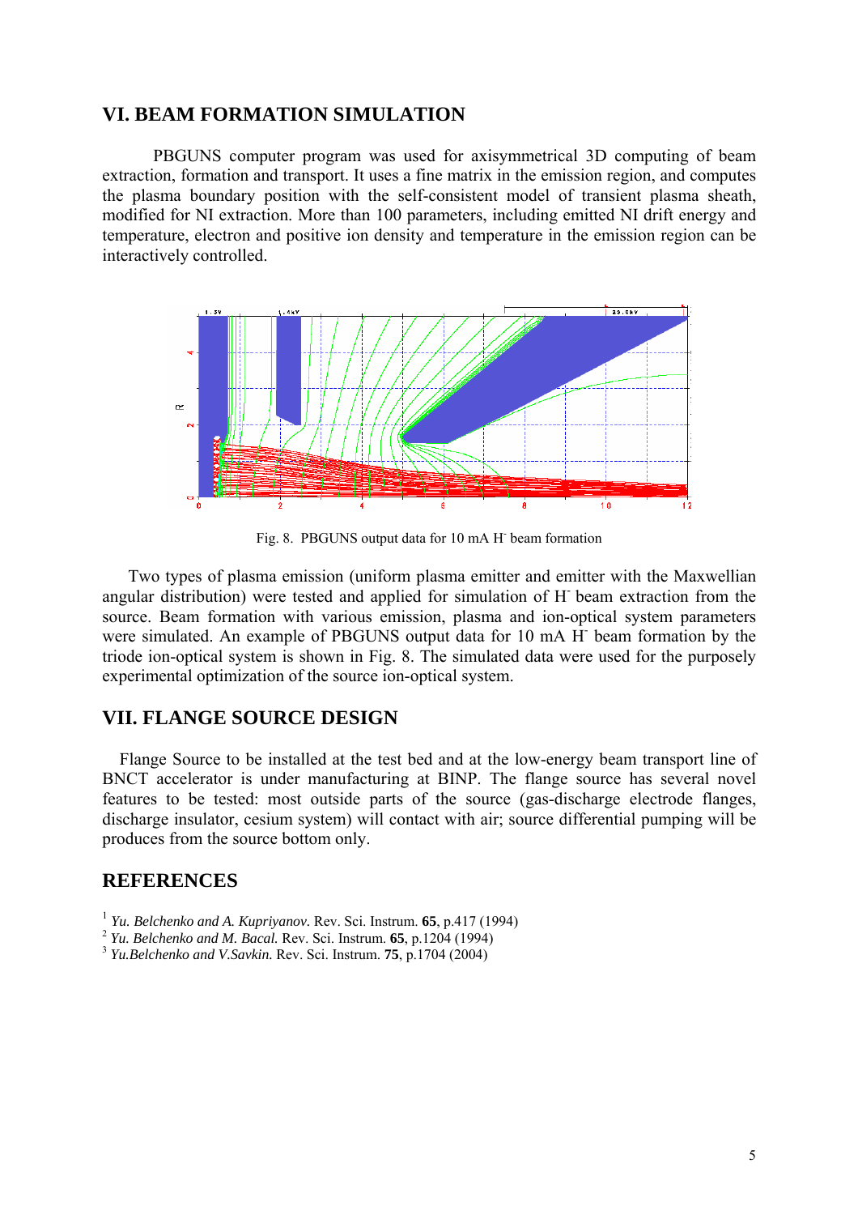## VI. BEAM FORMATION SIMULATION

PBGUNS computer program was used for axisymmetrical 3D computing of beam extraction, formation and transport. It uses a fine matrix in the emission region, and computes the plasma boundary position with the self-consistent model of transient plasma sheath, modified for NI extraction. More than 100 parameters, including emitted NI drift energy and temperature, electron and positive ion density and temperature in the emission region can be interactively controlled.

1.3V
1.4kV
25.0kV
R
0
2
4
0
2
4
6
8
10
12

Fig. 8. PBGUNS output data for 10 mA $H^-$ beam formation

Two types of plasma emission (uniform plasma emitter and emitter with the Maxwellian angular distribution) were tested and applied for simulation of $H^-$ beam extraction from the source. Beam formation with various emission, plasma and ion-optical system parameters were simulated. An example of PBGUNS output data for 10 mA $H^-$ beam formation by the triode ion-optical system is shown in Fig. 8. The simulated data were used for the purposely experimental optimization of the source ion-optical system.

## VII. FLANGE SOURCE DESIGN

Flange Source to be installed at the test bed and at the low-energy beam transport line of BNCT accelerator is under manufacturing at BINP. The flange source has several novel features to be tested: most outside parts of the source (gas-discharge electrode flanges, discharge insulator, cesium system) will contact with air; source differential pumping will be produces from the source bottom only.

## REFERENCES

[1] *Yu. Belchenko and A. Kupriyanov.* Rev. Sci. Instrum. **65**, p.417 (1994)
[2] *Yu. Belchenko and M. Bacal.* Rev. Sci. Instrum. **65**, p.1204 (1994)
[3] *Yu.Belchenko and V.Savkin.* Rev. Sci. Instrum. **75**, p.1704 (2004)